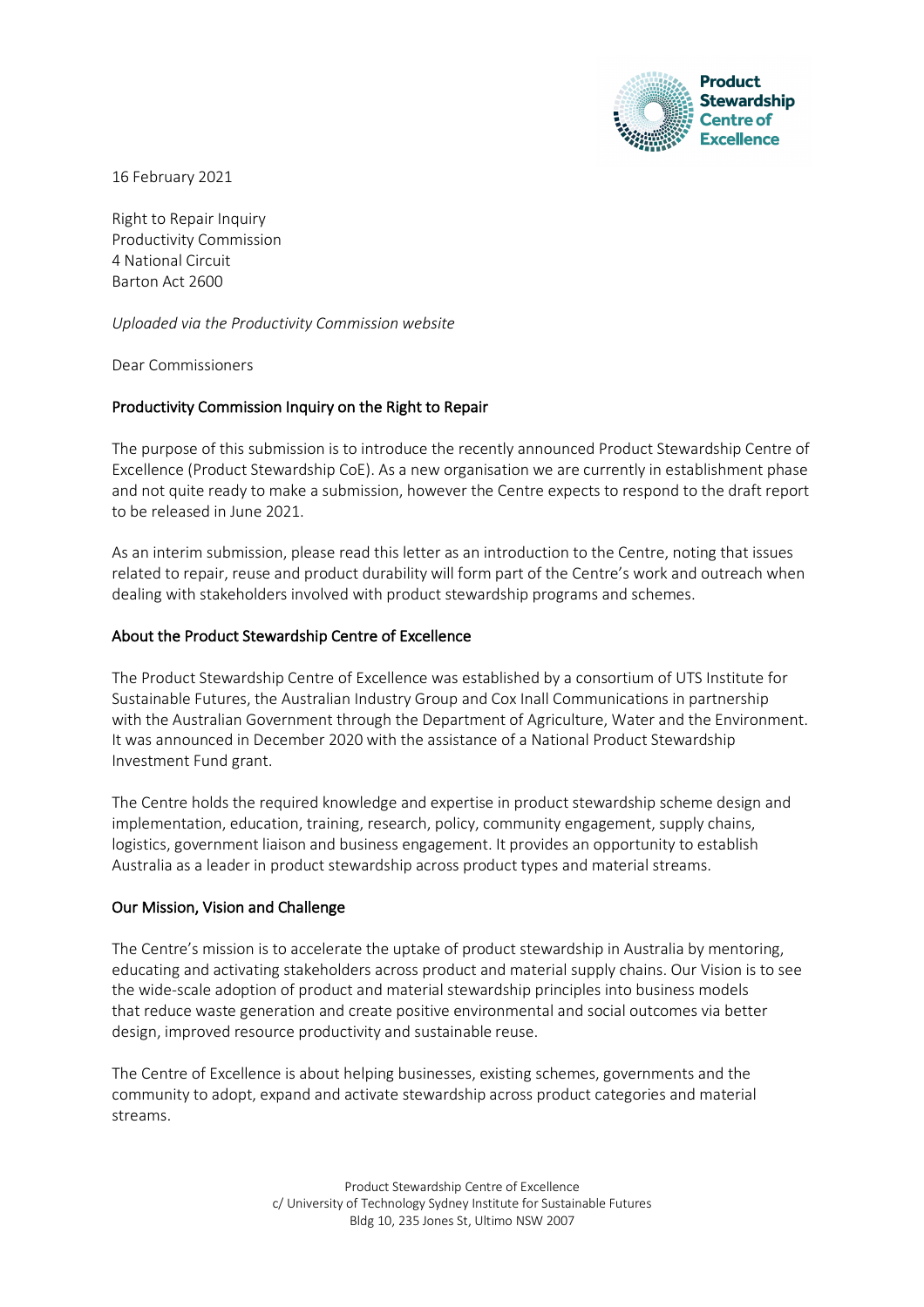16 February 2021

Right to Repair Inquiry
Productivity Commission
4 National Circuit
Barton Act 2600

*Uploaded via the Productivity Commission website*

Dear Commissioners

## Productivity Commission Inquiry on the Right to Repair

The purpose of this submission is to introduce the recently announced Product Stewardship Centre of Excellence (Product Stewardship CoE). As a new organisation we are currently in establishment phase and not quite ready to make a submission, however the Centre expects to respond to the draft report to be released in June 2021.

As an interim submission, please read this letter as an introduction to the Centre, noting that issues related to repair, reuse and product durability will form part of the Centre's work and outreach when dealing with stakeholders involved with product stewardship programs and schemes.

## About the Product Stewardship Centre of Excellence

The Product Stewardship Centre of Excellence was established by a consortium of UTS Institute for Sustainable Futures, the Australian Industry Group and Cox Inall Communications in partnership with the Australian Government through the Department of Agriculture, Water and the Environment. It was announced in December 2020 with the assistance of a National Product Stewardship Investment Fund grant.

The Centre holds the required knowledge and expertise in product stewardship scheme design and implementation, education, training, research, policy, community engagement, supply chains, logistics, government liaison and business engagement. It provides an opportunity to establish Australia as a leader in product stewardship across product types and material streams.

## Our Mission, Vision and Challenge

The Centre's mission is to accelerate the uptake of product stewardship in Australia by mentoring, educating and activating stakeholders across product and material supply chains. Our Vision is to see the wide-scale adoption of product and material stewardship principles into business models that reduce waste generation and create positive environmental and social outcomes via better design, improved resource productivity and sustainable reuse.

The Centre of Excellence is about helping businesses, existing schemes, governments and the community to adopt, expand and activate stewardship across product categories and material streams.

Product Stewardship Centre of Excellence
c/ University of Technology Sydney Institute for Sustainable Futures
Bldg 10, 235 Jones St, Ultimo NSW 2007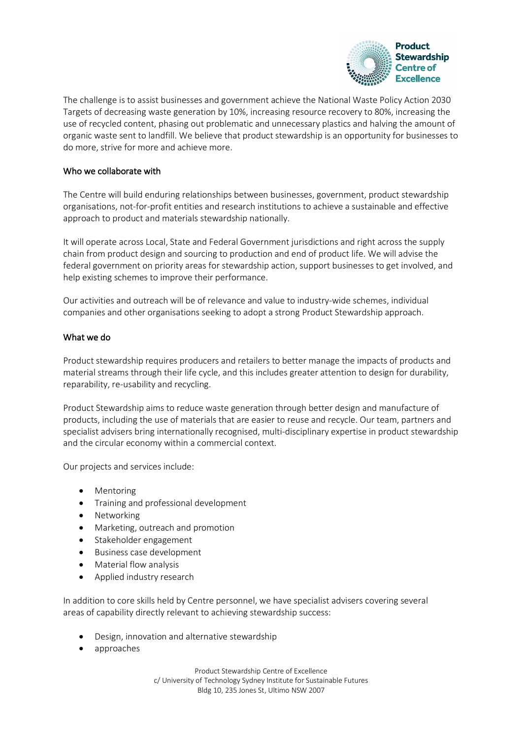The challenge is to assist businesses and government achieve the National Waste Policy Action 2030 Targets of decreasing waste generation by 10%, increasing resource recovery to 80%, increasing the use of recycled content, phasing out problematic and unnecessary plastics and halving the amount of organic waste sent to landfill. We believe that product stewardship is an opportunity for businesses to do more, strive for more and achieve more.

## Who we collaborate with

The Centre will build enduring relationships between businesses, government, product stewardship organisations, not-for-profit entities and research institutions to achieve a sustainable and effective approach to product and materials stewardship nationally.

It will operate across Local, State and Federal Government jurisdictions and right across the supply chain from product design and sourcing to production and end of product life. We will advise the federal government on priority areas for stewardship action, support businesses to get involved, and help existing schemes to improve their performance.

Our activities and outreach will be of relevance and value to industry-wide schemes, individual companies and other organisations seeking to adopt a strong Product Stewardship approach.

## What we do

Product stewardship requires producers and retailers to better manage the impacts of products and material streams through their life cycle, and this includes greater attention to design for durability, reparability, re-usability and recycling.

Product Stewardship aims to reduce waste generation through better design and manufacture of products, including the use of materials that are easier to reuse and recycle. Our team, partners and specialist advisers bring internationally recognised, multi-disciplinary expertise in product stewardship and the circular economy within a commercial context.

Our projects and services include:

- Mentoring
- Training and professional development
- Networking
- Marketing, outreach and promotion
- Stakeholder engagement
- Business case development
- Material flow analysis
- Applied industry research

In addition to core skills held by Centre personnel, we have specialist advisers covering several areas of capability directly relevant to achieving stewardship success:

- Design, innovation and alternative stewardship
- approaches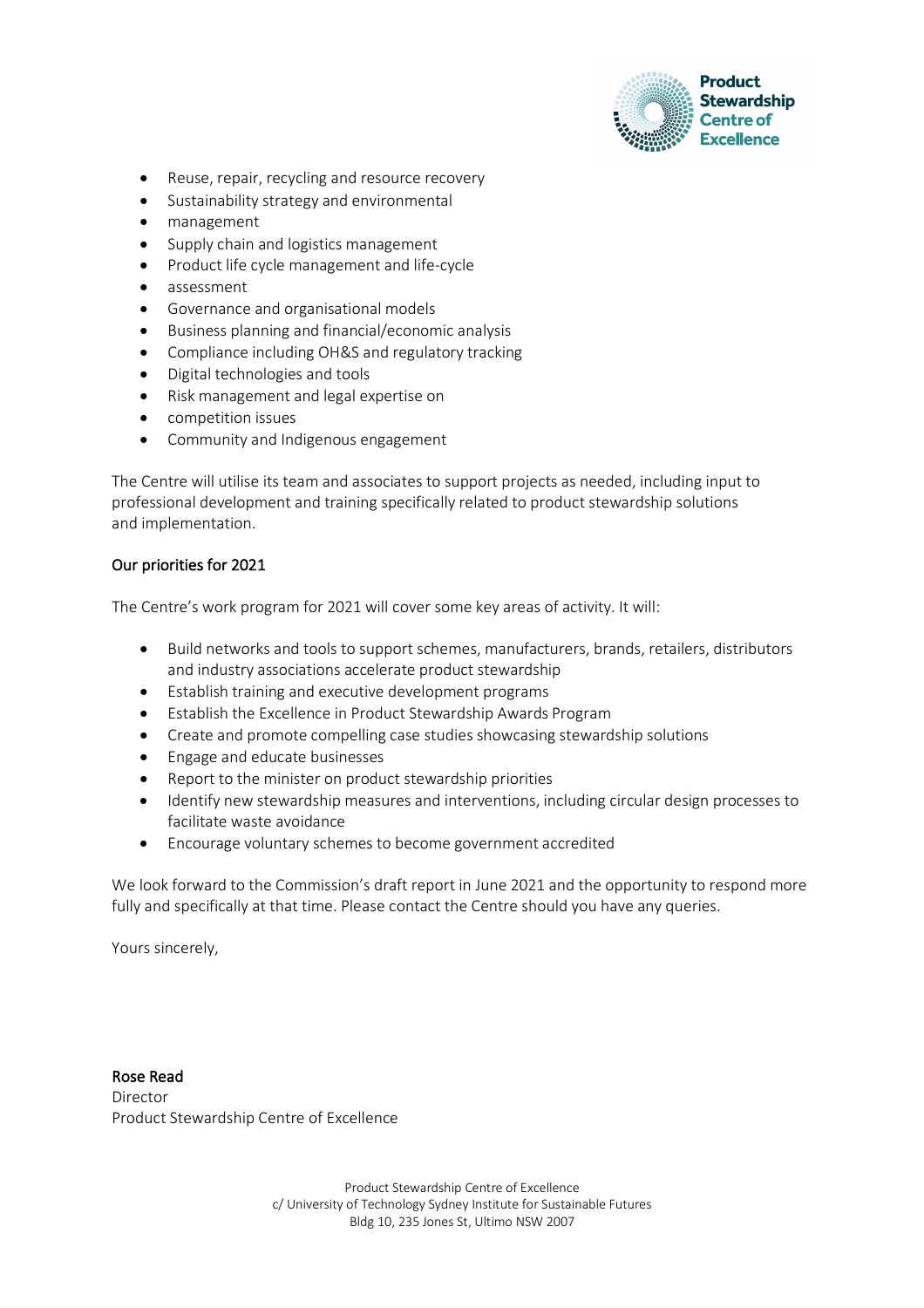- Reuse, repair, recycling and resource recovery
- Sustainability strategy and environmental
- management
- Supply chain and logistics management
- Product life cycle management and life-cycle
- assessment
- Governance and organisational models
- Business planning and financial/economic analysis
- Compliance including OH&S and regulatory tracking
- Digital technologies and tools
- Risk management and legal expertise on
- competition issues
- Community and Indigenous engagement

The Centre will utilise its team and associates to support projects as needed, including input to professional development and training specifically related to product stewardship solutions and implementation.

Our priorities for 2021

The Centre's work program for 2021 will cover some key areas of activity. It will:

- Build networks and tools to support schemes, manufacturers, brands, retailers, distributors and industry associations accelerate product stewardship
- Establish training and executive development programs
- Establish the Excellence in Product Stewardship Awards Program
- Create and promote compelling case studies showcasing stewardship solutions
- Engage and educate businesses
- Report to the minister on product stewardship priorities
- Identify new stewardship measures and interventions, including circular design processes to facilitate waste avoidance
- Encourage voluntary schemes to become government accredited

We look forward to the Commission's draft report in June 2021 and the opportunity to respond more fully and specifically at that time. Please contact the Centre should you have any queries.

Yours sincerely,

Rose Read
Director
Product Stewardship Centre of Excellence

Product Stewardship Centre of Excellence
c/ University of Technology Sydney Institute for Sustainable Futures
Bldg 10, 235 Jones St, Ultimo NSW 2007